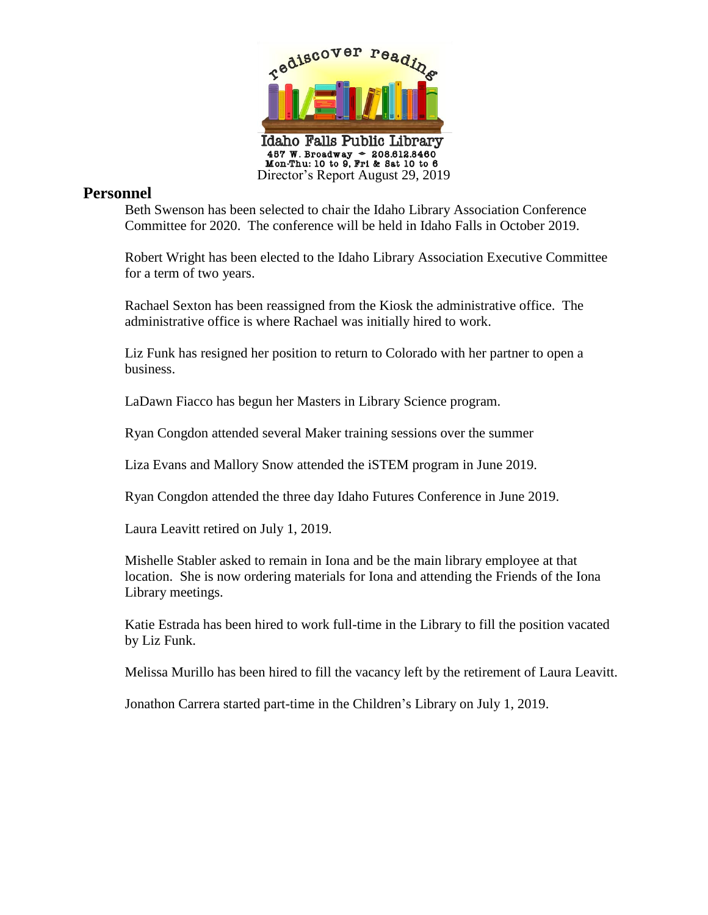rediscover reading

Idaho Falls Public Library
457 W. Broadway • 208.612.8460
Mon-Thu: 10 to 9, Fri & Sat 10 to 6
Director's Report August 29, 2019

## Personnel

Beth Swenson has been selected to chair the Idaho Library Association Conference Committee for 2020. The conference will be held in Idaho Falls in October 2019.

Robert Wright has been elected to the Idaho Library Association Executive Committee for a term of two years.

Rachael Sexton has been reassigned from the Kiosk the administrative office. The administrative office is where Rachael was initially hired to work.

Liz Funk has resigned her position to return to Colorado with her partner to open a business.

LaDawn Fiacco has begun her Masters in Library Science program.

Ryan Congdon attended several Maker training sessions over the summer

Liza Evans and Mallory Snow attended the iSTEM program in June 2019.

Ryan Congdon attended the three day Idaho Futures Conference in June 2019.

Laura Leavitt retired on July 1, 2019.

Mishelle Stabler asked to remain in Iona and be the main library employee at that location. She is now ordering materials for Iona and attending the Friends of the Iona Library meetings.

Katie Estrada has been hired to work full-time in the Library to fill the position vacated by Liz Funk.

Melissa Murillo has been hired to fill the vacancy left by the retirement of Laura Leavitt.

Jonathon Carrera started part-time in the Children's Library on July 1, 2019.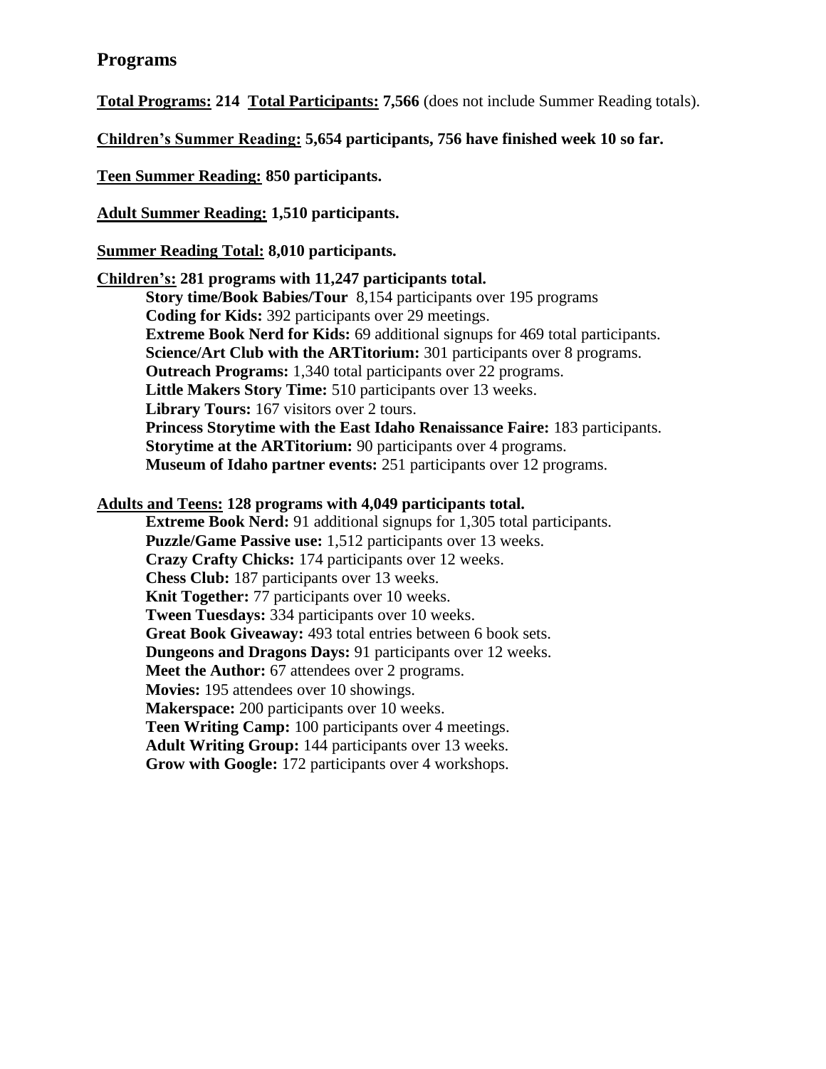## Programs

**<u>Total Programs:</u> 214 <u>Total Participants:</u> 7,566** (does not include Summer Reading totals).

**<u>Children's Summer Reading:</u> 5,654 participants, 756 have finished week 10 so far.**

**<u>Teen Summer Reading:</u> 850 participants.**

**<u>Adult Summer Reading:</u> 1,510 participants.**

**<u>Summer Reading Total:</u> 8,010 participants.**

**<u>Children's:</u> 281 programs with 11,247 participants total.**

- **Story time/Book Babies/Tour** 8,154 participants over 195 programs
- **Coding for Kids:** 392 participants over 29 meetings.
- **Extreme Book Nerd for Kids:** 69 additional signups for 469 total participants.
- **Science/Art Club with the ARTitorium:** 301 participants over 8 programs.
- **Outreach Programs:** 1,340 total participants over 22 programs.
- **Little Makers Story Time:** 510 participants over 13 weeks.
- **Library Tours:** 167 visitors over 2 tours.
- **Princess Storytime with the East Idaho Renaissance Faire:** 183 participants.
- **Storytime at the ARTitorium:** 90 participants over 4 programs.
- **Museum of Idaho partner events:** 251 participants over 12 programs.

**<u>Adults and Teens:</u> 128 programs with 4,049 participants total.**

- **Extreme Book Nerd:** 91 additional signups for 1,305 total participants.
- **Puzzle/Game Passive use:** 1,512 participants over 13 weeks.
- **Crazy Crafty Chicks:** 174 participants over 12 weeks.
- **Chess Club:** 187 participants over 13 weeks.
- **Knit Together:** 77 participants over 10 weeks.
- **Tween Tuesdays:** 334 participants over 10 weeks.
- **Great Book Giveaway:** 493 total entries between 6 book sets.
- **Dungeons and Dragons Days:** 91 participants over 12 weeks.
- **Meet the Author:** 67 attendees over 2 programs.
- **Movies:** 195 attendees over 10 showings.
- **Makerspace:** 200 participants over 10 weeks.
- **Teen Writing Camp:** 100 participants over 4 meetings.
- **Adult Writing Group:** 144 participants over 13 weeks.
- **Grow with Google:** 172 participants over 4 workshops.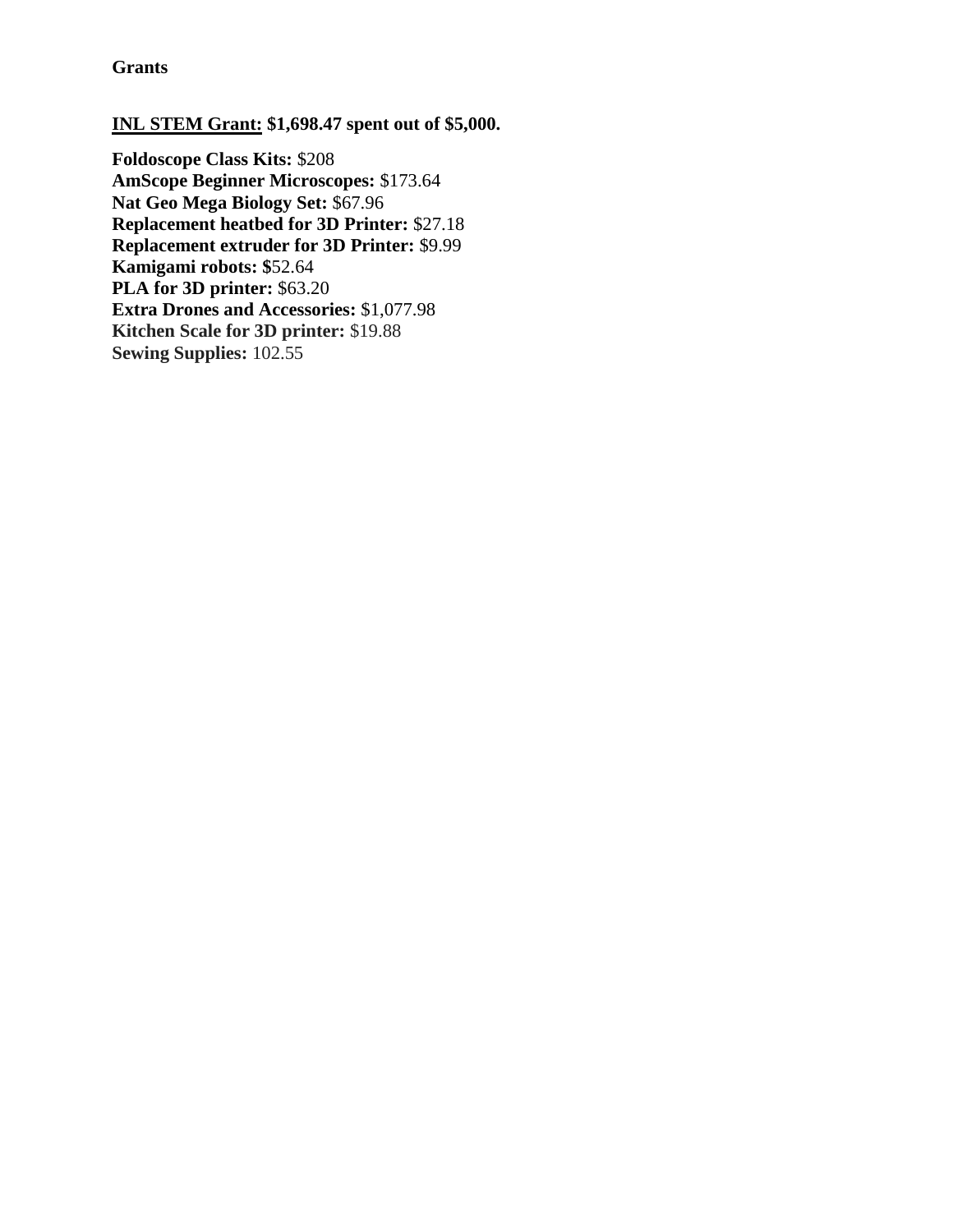**Grants**

**<u>INL STEM Grant:</u> $1,698.47 spent out of $5,000.**

**Foldoscope Class Kits:** $208
**AmScope Beginner Microscopes:** $173.64
**Nat Geo Mega Biology Set:** $67.96
**Replacement heatbed for 3D Printer:** $27.18
**Replacement extruder for 3D Printer:** $9.99
**Kamigami robots: $**52.64
**PLA for 3D printer:** $63.20
**Extra Drones and Accessories:** $1,077.98
**Kitchen Scale for 3D printer:** $19.88
**Sewing Supplies:** 102.55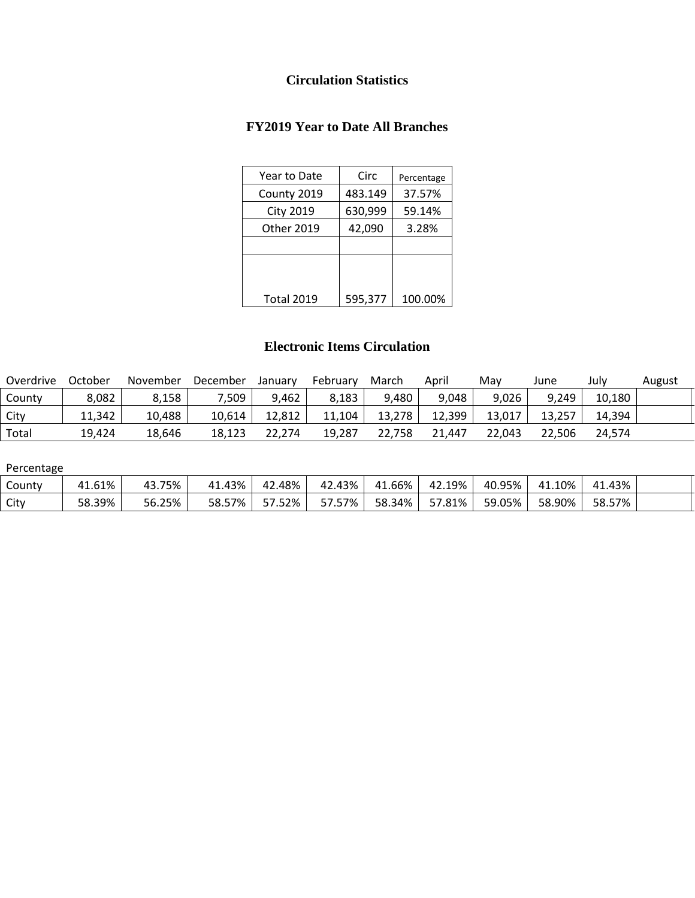# Circulation Statistics

## FY2019 Year to Date All Branches

| Year to Date | Circ | Percentage |
|---|---|---|
| County 2019 | 483.149 | 37.57% |
| City 2019 | 630,999 | 59.14% |
| Other 2019 | 42,090 | 3.28% |
| | | |
| Total 2019 | 595,377 | 100.00% |

## Electronic Items Circulation

| Overdrive | October | November | December | January | February | March | April | May | June | July | August |
|---|---|---|---|---|---|---|---|---|---|---|---|
| County | 8,082 | 8,158 | 7,509 | 9,462 | 8,183 | 9,480 | 9,048 | 9,026 | 9,249 | 10,180 | |
| City | 11,342 | 10,488 | 10,614 | 12,812 | 11,104 | 13,278 | 12,399 | 13,017 | 13,257 | 14,394 | |
| Total | 19,424 | 18,646 | 18,123 | 22,274 | 19,287 | 22,758 | 21,447 | 22,043 | 22,506 | 24,574 | |

| Percentage | | | | | | | | | | | |
|---|---|---|---|---|---|---|---|---|---|---|---|
| County | 41.61% | 43.75% | 41.43% | 42.48% | 42.43% | 41.66% | 42.19% | 40.95% | 41.10% | 41.43% | |
| City | 58.39% | 56.25% | 58.57% | 57.52% | 57.57% | 58.34% | 57.81% | 59.05% | 58.90% | 58.57% | |